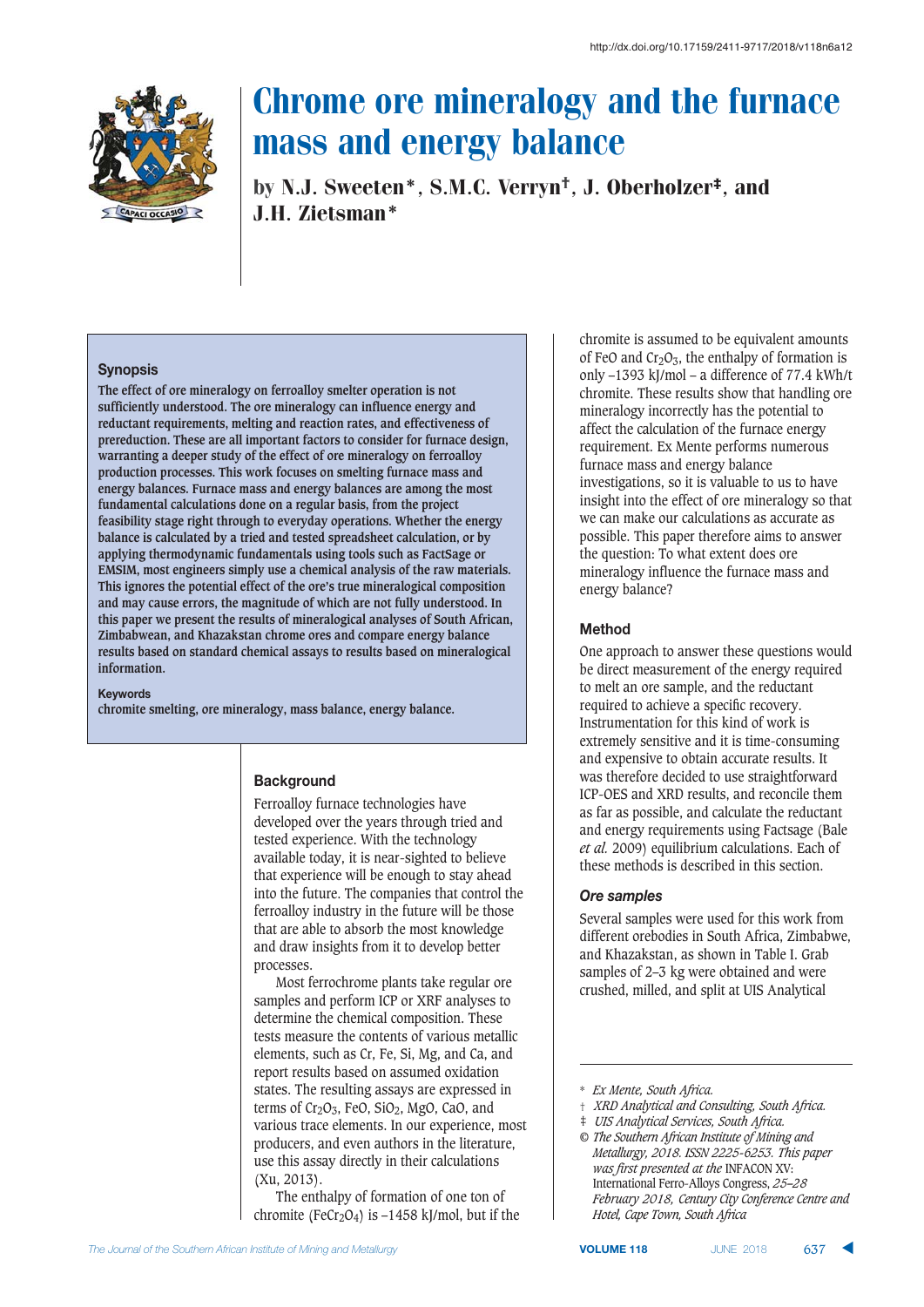# Chrome ore mineralogy and the furnace mass and energy balance

by N.J. Sweeten*, S.M.C. Verryn†, J. Oberholzer‡, and J.H. Zietsman*

## Synopsis

The effect of ore mineralogy on ferroalloy smelter operation is not sufficiently understood. The ore mineralogy can influence energy and reductant requirements, melting and reaction rates, and effectiveness of prereduction. These are all important factors to consider for furnace design, warranting a deeper study of the effect of ore mineralogy on ferroalloy production processes. This work focuses on smelting furnace mass and energy balances. Furnace mass and energy balances are among the most fundamental calculations done on a regular basis, from the project feasibility stage right through to everyday operations. Whether the energy balance is calculated by a tried and tested spreadsheet calculation, or by applying thermodynamic fundamentals using tools such as FactSage or EMSIM, most engineers simply use a chemical analysis of the raw materials. This ignores the potential effect of the ore's true mineralogical composition and may cause errors, the magnitude of which are not fully understood. In this paper we present the results of mineralogical analyses of South African, Zimbabwean, and Khazakstan chrome ores and compare energy balance results based on standard chemical assays to results based on mineralogical information.

**Keywords**

chromite smelting, ore mineralogy, mass balance, energy balance.

## Background

Ferroalloy furnace technologies have developed over the years through tried and tested experience. With the technology available today, it is near-sighted to believe that experience will be enough to stay ahead into the future. The companies that control the ferroalloy industry in the future will be those that are able to absorb the most knowledge and draw insights from it to develop better processes.

Most ferrochrome plants take regular ore samples and perform ICP or XRF analyses to determine the chemical composition. These tests measure the contents of various metallic elements, such as Cr, Fe, Si, Mg, and Ca, and report results based on assumed oxidation states. The resulting assays are expressed in terms of $Cr_2O_3$, FeO, $SiO_2$, MgO, CaO, and various trace elements. In our experience, most producers, and even authors in the literature, use this assay directly in their calculations (Xu, 2013).

The enthalpy of formation of one ton of chromite ($FeCr_2O_4$) is –1458 kJ/mol, but if the chromite is assumed to be equivalent amounts of FeO and $Cr_2O_3$, the enthalpy of formation is only –1393 kJ/mol – a difference of 77.4 kWh/t chromite. These results show that handling ore mineralogy incorrectly has the potential to affect the calculation of the furnace energy requirement. Ex Mente performs numerous furnace mass and energy balance investigations, so it is valuable to us to have insight into the effect of ore mineralogy so that we can make our calculations as accurate as possible. This paper therefore aims to answer the question: To what extent does ore mineralogy influence the furnace mass and energy balance?

## Method

One approach to answer these questions would be direct measurement of the energy required to melt an ore sample, and the reductant required to achieve a specific recovery. Instrumentation for this kind of work is extremely sensitive and it is time-consuming and expensive to obtain accurate results. It was therefore decided to use straightforward ICP-OES and XRD results, and reconcile them as far as possible, and calculate the reductant and energy requirements using Factsage (Bale *et al.* 2009) equilibrium calculations. Each of these methods is described in this section.

### *Ore samples*

Several samples were used for this work from different orebodies in South Africa, Zimbabwe, and Khazakstan, as shown in Table I. Grab samples of 2–3 kg were obtained and were crushed, milled, and split at UIS Analytical

---

\* *Ex Mente, South Africa.*
† *XRD Analytical and Consulting, South Africa.*
‡ *UIS Analytical Services, South Africa.*
© *The Southern African Institute of Mining and Metallurgy, 2018. ISSN 2225-6253. This paper was first presented at the* INFACON XV: International Ferro-Alloys Congress, *25–28 February 2018, Century City Conference Centre and Hotel, Cape Town, South Africa*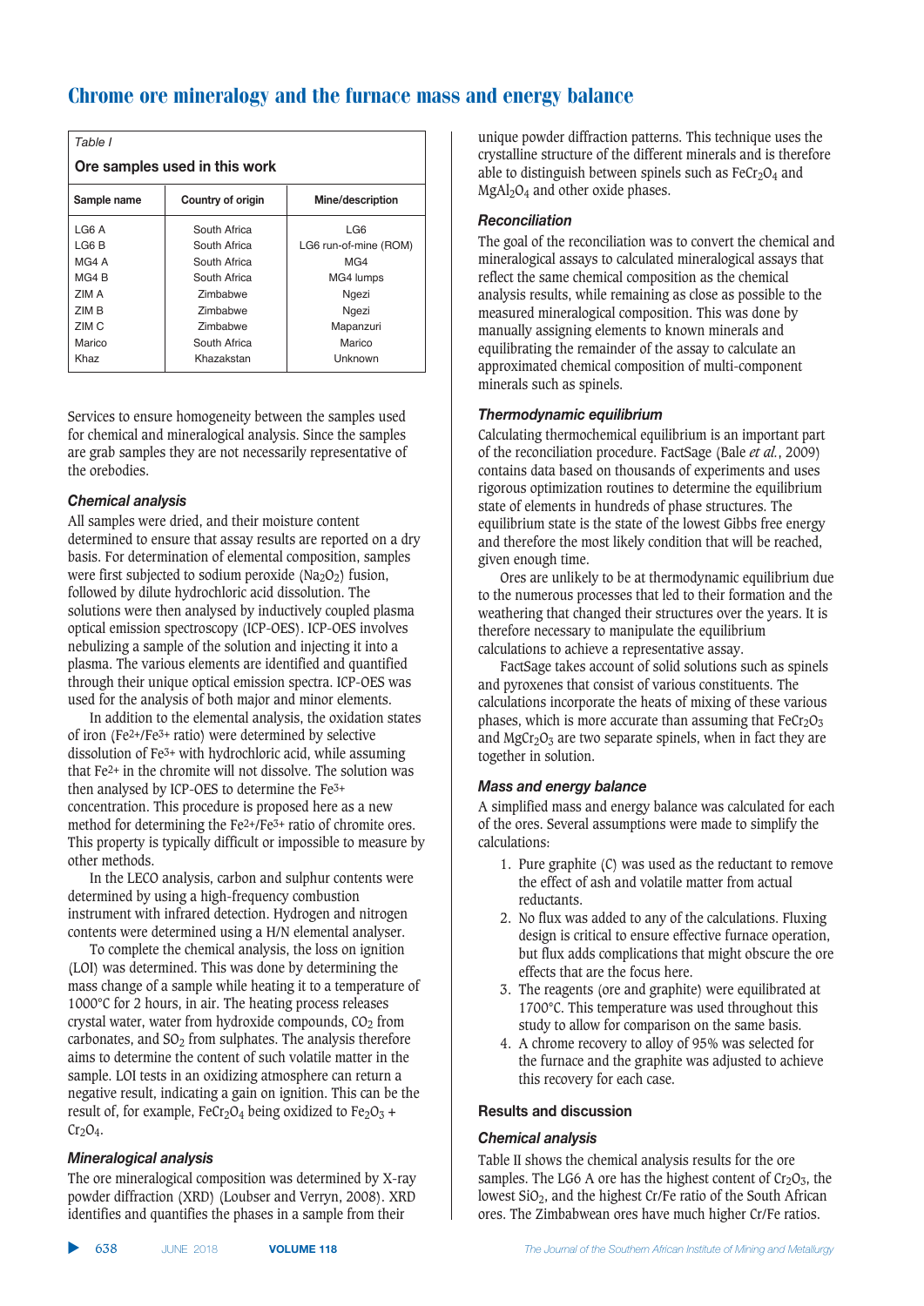*Table I*

**Ore samples used in this work**

| Sample name | Country of origin | Mine/description |
|---|---|---|
| LG6 A | South Africa | LG6 |
| LG6 B | South Africa | LG6 run-of-mine (ROM) |
| MG4 A | South Africa | MG4 |
| MG4 B | South Africa | MG4 lumps |
| ZIM A | Zimbabwe | Ngezi |
| ZIM B | Zimbabwe | Ngezi |
| ZIM C | Zimbabwe | Mapanzuri |
| Marico | South Africa | Marico |
| Khaz | Khazakstan | Unknown |

Services to ensure homogeneity between the samples used for chemical and mineralogical analysis. Since the samples are grab samples they are not necessarily representative of the orebodies.

### *Chemical analysis*

All samples were dried, and their moisture content determined to ensure that assay results are reported on a dry basis. For determination of elemental composition, samples were first subjected to sodium peroxide ($Na_2O_2$) fusion, followed by dilute hydrochloric acid dissolution. The solutions were then analysed by inductively coupled plasma optical emission spectroscopy (ICP-OES). ICP-OES involves nebulizing a sample of the solution and injecting it into a plasma. The various elements are identified and quantified through their unique optical emission spectra. ICP-OES was used for the analysis of both major and minor elements.

In addition to the elemental analysis, the oxidation states of iron ($Fe^{2+}/Fe^{3+}$ ratio) were determined by selective dissolution of $Fe^{3+}$ with hydrochloric acid, while assuming that $Fe^{2+}$ in the chromite will not dissolve. The solution was then analysed by ICP-OES to determine the $Fe^{3+}$ concentration. This procedure is proposed here as a new method for determining the $Fe^{2+}/Fe^{3+}$ ratio of chromite ores. This property is typically difficult or impossible to measure by other methods.

In the LECO analysis, carbon and sulphur contents were determined by using a high-frequency combustion instrument with infrared detection. Hydrogen and nitrogen contents were determined using a H/N elemental analyser.

To complete the chemical analysis, the loss on ignition (LOI) was determined. This was done by determining the mass change of a sample while heating it to a temperature of 1000°C for 2 hours, in air. The heating process releases crystal water, water from hydroxide compounds, $CO_2$ from carbonates, and $SO_2$ from sulphates. The analysis therefore aims to determine the content of such volatile matter in the sample. LOI tests in an oxidizing atmosphere can return a negative result, indicating a gain on ignition. This can be the result of, for example, $FeCr_2O_4$ being oxidized to $Fe_2O_3$ + $Cr_2O_4$.

### *Mineralogical analysis*

The ore mineralogical composition was determined by X-ray powder diffraction (XRD) (Loubser and Verryn, 2008). XRD identifies and quantifies the phases in a sample from their unique powder diffraction patterns. This technique uses the crystalline structure of the different minerals and is therefore able to distinguish between spinels such as $FeCr_2O_4$ and $MgAl_2O_4$ and other oxide phases.

### *Reconciliation*

The goal of the reconciliation was to convert the chemical and mineralogical assays to calculated mineralogical assays that reflect the same chemical composition as the chemical analysis results, while remaining as close as possible to the measured mineralogical composition. This was done by manually assigning elements to known minerals and equilibrating the remainder of the assay to calculate an approximated chemical composition of multi-component minerals such as spinels.

### *Thermodynamic equilibrium*

Calculating thermochemical equilibrium is an important part of the reconciliation procedure. FactSage (Bale *et al.*, 2009) contains data based on thousands of experiments and uses rigorous optimization routines to determine the equilibrium state of elements in hundreds of phase structures. The equilibrium state is the state of the lowest Gibbs free energy and therefore the most likely condition that will be reached, given enough time.

Ores are unlikely to be at thermodynamic equilibrium due to the numerous processes that led to their formation and the weathering that changed their structures over the years. It is therefore necessary to manipulate the equilibrium calculations to achieve a representative assay.

FactSage takes account of solid solutions such as spinels and pyroxenes that consist of various constituents. The calculations incorporate the heats of mixing of these various phases, which is more accurate than assuming that $FeCr_2O_3$ and $MgCr_2O_3$ are two separate spinels, when in fact they are together in solution.

### *Mass and energy balance*

A simplified mass and energy balance was calculated for each of the ores. Several assumptions were made to simplify the calculations:

1. Pure graphite (C) was used as the reductant to remove the effect of ash and volatile matter from actual reductants.
2. No flux was added to any of the calculations. Fluxing design is critical to ensure effective furnace operation, but flux adds complications that might obscure the ore effects that are the focus here.
3. The reagents (ore and graphite) were equilibrated at 1700°C. This temperature was used throughout this study to allow for comparison on the same basis.
4. A chrome recovery to alloy of 95% was selected for the furnace and the graphite was adjusted to achieve this recovery for each case.

## Results and discussion

### *Chemical analysis*

Table II shows the chemical analysis results for the ore samples. The LG6 A ore has the highest content of $Cr_2O_3$, the lowest $SiO_2$, and the highest Cr/Fe ratio of the South African ores. The Zimbabwean ores have much higher Cr/Fe ratios.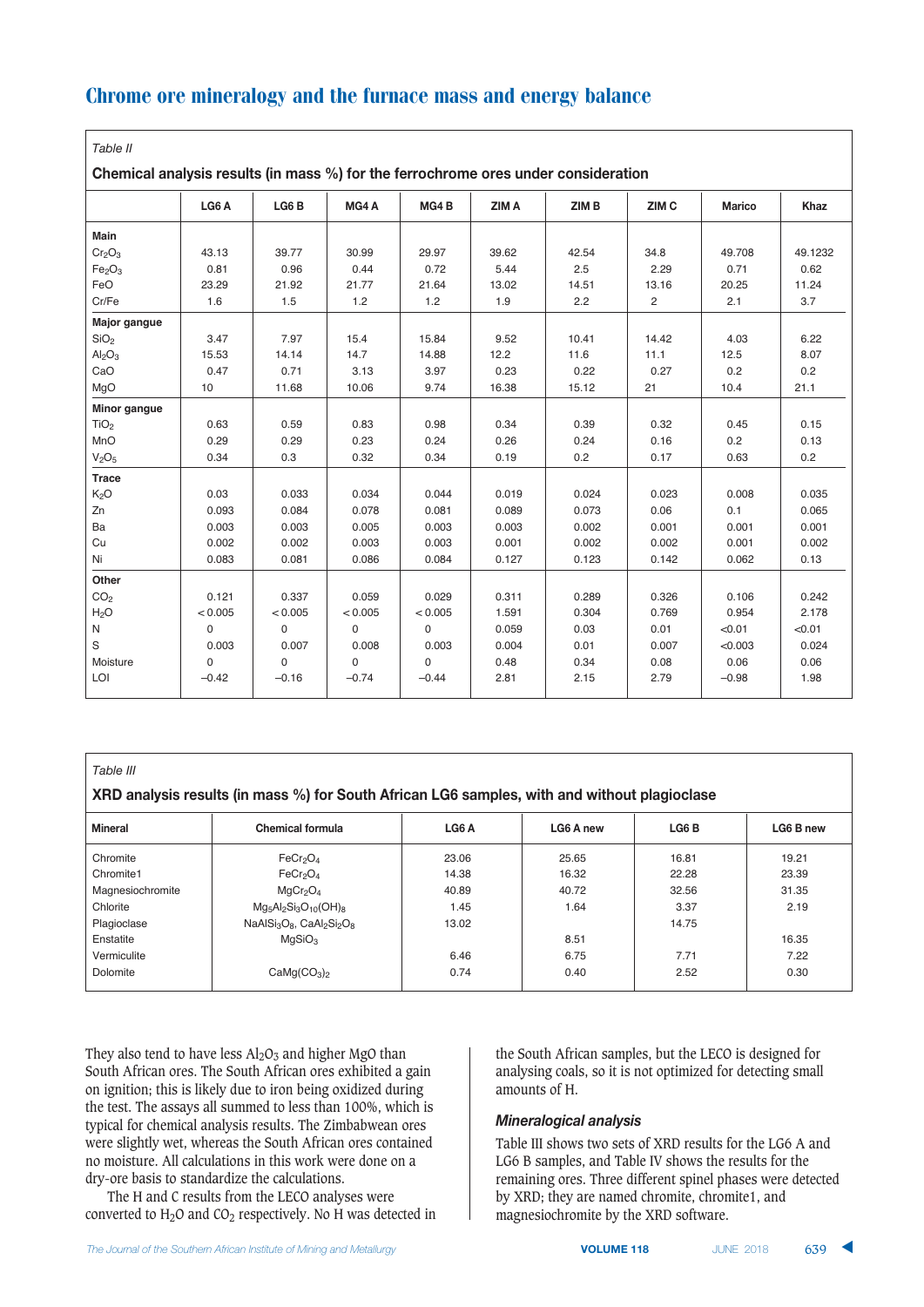Table II

**Chemical analysis results (in mass %) for the ferrochrome ores under consideration**

| | LG6 A | LG6 B | MG4 A | MG4 B | ZIM A | ZIM B | ZIM C | Marico | Khaz |
|---|---|---|---|---|---|---|---|---|---|
| **Main** | | | | | | | | | |
| $Cr_2O_3$ | 43.13 | 39.77 | 30.99 | 29.97 | 39.62 | 42.54 | 34.8 | 49.708 | 49.1232 |
| $Fe_2O_3$ | 0.81 | 0.96 | 0.44 | 0.72 | 5.44 | 2.5 | 2.29 | 0.71 | 0.62 |
| FeO | 23.29 | 21.92 | 21.77 | 21.64 | 13.02 | 14.51 | 13.16 | 20.25 | 11.24 |
| Cr/Fe | 1.6 | 1.5 | 1.2 | 1.2 | 1.9 | 2.2 | 2 | 2.1 | 3.7 |
| **Major gangue** | | | | | | | | | |
| $SiO_2$ | 3.47 | 7.97 | 15.4 | 15.84 | 9.52 | 10.41 | 14.42 | 4.03 | 6.22 |
| $Al_2O_3$ | 15.53 | 14.14 | 14.7 | 14.88 | 12.2 | 11.6 | 11.1 | 12.5 | 8.07 |
| CaO | 0.47 | 0.71 | 3.13 | 3.97 | 0.23 | 0.22 | 0.27 | 0.2 | 0.2 |
| MgO | 10 | 11.68 | 10.06 | 9.74 | 16.38 | 15.12 | 21 | 10.4 | 21.1 |
| **Minor gangue** | | | | | | | | | |
| $TiO_2$ | 0.63 | 0.59 | 0.83 | 0.98 | 0.34 | 0.39 | 0.32 | 0.45 | 0.15 |
| MnO | 0.29 | 0.29 | 0.23 | 0.24 | 0.26 | 0.24 | 0.16 | 0.2 | 0.13 |
| $V_2O_5$ | 0.34 | 0.3 | 0.32 | 0.34 | 0.19 | 0.2 | 0.17 | 0.63 | 0.2 |
| **Trace** | | | | | | | | | |
| $K_2O$ | 0.03 | 0.033 | 0.034 | 0.044 | 0.019 | 0.024 | 0.023 | 0.008 | 0.035 |
| Zn | 0.093 | 0.084 | 0.078 | 0.081 | 0.089 | 0.073 | 0.06 | 0.1 | 0.065 |
| Ba | 0.003 | 0.003 | 0.005 | 0.003 | 0.003 | 0.002 | 0.001 | 0.001 | 0.001 |
| Cu | 0.002 | 0.002 | 0.003 | 0.003 | 0.001 | 0.002 | 0.002 | 0.001 | 0.002 |
| Ni | 0.083 | 0.081 | 0.086 | 0.084 | 0.127 | 0.123 | 0.142 | 0.062 | 0.13 |
| **Other** | | | | | | | | | |
| $CO_2$ | 0.121 | 0.337 | 0.059 | 0.029 | 0.311 | 0.289 | 0.326 | 0.106 | 0.242 |
| $H_2O$ | < 0.005 | < 0.005 | < 0.005 | < 0.005 | 1.591 | 0.304 | 0.769 | 0.954 | 2.178 |
| N | 0 | 0 | 0 | 0 | 0.059 | 0.03 | 0.01 | <0.01 | <0.01 |
| S | 0.003 | 0.007 | 0.008 | 0.003 | 0.004 | 0.01 | 0.007 | <0.003 | 0.024 |
| Moisture | 0 | 0 | 0 | 0 | 0.48 | 0.34 | 0.08 | 0.06 | 0.06 |
| LOI | −0.42 | −0.16 | −0.74 | −0.44 | 2.81 | 2.15 | 2.79 | −0.98 | 1.98 |

Table III

**XRD analysis results (in mass %) for South African LG6 samples, with and without plagioclase**

| Mineral | Chemical formula | LG6 A | LG6 A new | LG6 B | LG6 B new |
|---|---|---|---|---|---|
| Chromite | $FeCr_2O_4$ | 23.06 | 25.65 | 16.81 | 19.21 |
| Chromite1 | $FeCr_2O_4$ | 14.38 | 16.32 | 22.28 | 23.39 |
| Magnesiochromite | $MgCr_2O_4$ | 40.89 | 40.72 | 32.56 | 31.35 |
| Chlorite | $Mg_5Al_2Si_3O_{10}(OH)_8$ | 1.45 | 1.64 | 3.37 | 2.19 |
| Plagioclase | $NaAlSi_3O_8$, $CaAl_2Si_2O_8$ | 13.02 | | 14.75 | |
| Enstatite | $MgSiO_3$ | | 8.51 | | 16.35 |
| Vermiculite | | 6.46 | 6.75 | 7.71 | 7.22 |
| Dolomite | $CaMg(CO_3)_2$ | 0.74 | 0.40 | 2.52 | 0.30 |

They also tend to have less $Al_2O_3$ and higher MgO than South African ores. The South African ores exhibited a gain on ignition; this is likely due to iron being oxidized during the test. The assays all summed to less than 100%, which is typical for chemical analysis results. The Zimbabwean ores were slightly wet, whereas the South African ores contained no moisture. All calculations in this work were done on a dry-ore basis to standardize the calculations.

The H and C results from the LECO analyses were converted to $H_2O$ and $CO_2$ respectively. No H was detected in the South African samples, but the LECO is designed for analysing coals, so it is not optimized for detecting small amounts of H.

### *Mineralogical analysis*

Table III shows two sets of XRD results for the LG6 A and LG6 B samples, and Table IV shows the results for the remaining ores. Three different spinel phases were detected by XRD; they are named chromite, chromite1, and magnesiochromite by the XRD software.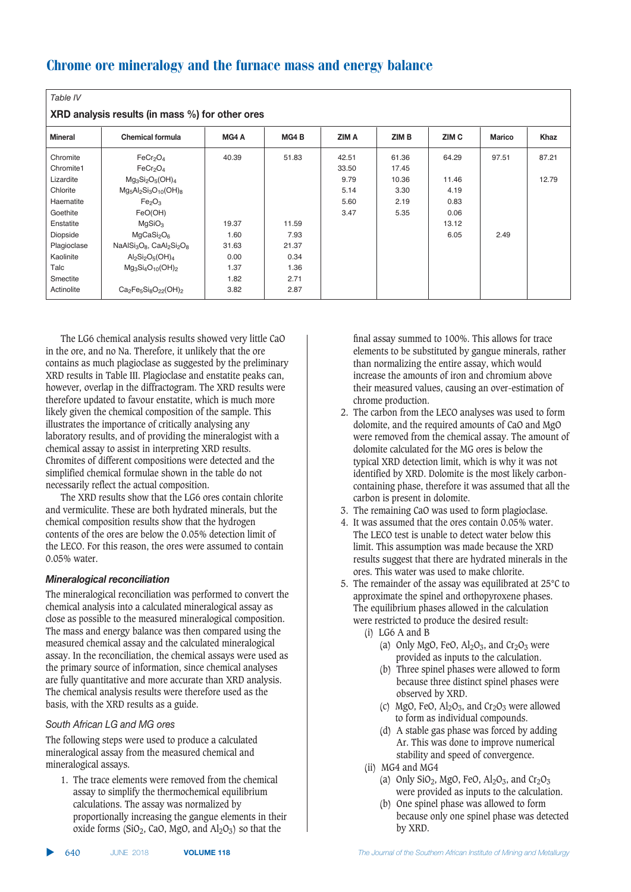Table IV

**XRD analysis results (in mass %) for other ores**

| Mineral | Chemical formula | MG4 A | MG4 B | ZIM A | ZIM B | ZIM C | Marico | Khaz |
|---|---|---|---|---|---|---|---|---|
| Chromite | $FeCr_2O_4$ | 40.39 | 51.83 | 42.51 | 61.36 | 64.29 | 97.51 | 87.21 |
| Chromite1 | $FeCr_2O_4$ | | | 33.50 | 17.45 | | | |
| Lizardite | $Mg_3Si_2O_5(OH)_4$ | | | 9.79 | 10.36 | 11.46 | | 12.79 |
| Chlorite | $Mg_5Al_2Si_3O_{10}(OH)_8$ | | | 5.14 | 3.30 | 4.19 | | |
| Haematite | $Fe_2O_3$ | | | 5.60 | 2.19 | 0.83 | | |
| Goethite | $FeO(OH)$ | | | 3.47 | 5.35 | 0.06 | | |
| Enstatite | $MgSiO_3$ | 19.37 | 11.59 | | | 13.12 | | |
| Diopside | $MgCaSi_2O_6$ | 1.60 | 7.93 | | | 6.05 | 2.49 | |
| Plagioclase | $NaAlSi_3O_8$, $CaAl_2Si_2O_8$ | 31.63 | 21.37 | | | | | |
| Kaolinite | $Al_2Si_2O_5(OH)_4$ | 0.00 | 0.34 | | | | | |
| Talc | $Mg_3Si_4O_{10}(OH)_2$ | 1.37 | 1.36 | | | | | |
| Smectite | | 1.82 | 2.71 | | | | | |
| Actinolite | $Ca_2Fe_5Si_8O_{22}(OH)_2$ | 3.82 | 2.87 | | | | | |

The LG6 chemical analysis results showed very little CaO in the ore, and no Na. Therefore, it unlikely that the ore contains as much plagioclase as suggested by the preliminary XRD results in Table III. Plagioclase and enstatite peaks can, however, overlap in the diffractogram. The XRD results were therefore updated to favour enstatite, which is much more likely given the chemical composition of the sample. This illustrates the importance of critically analysing any laboratory results, and of providing the mineralogist with a chemical assay to assist in interpreting XRD results. Chromites of different compositions were detected and the simplified chemical formulae shown in the table do not necessarily reflect the actual composition.

The XRD results show that the LG6 ores contain chlorite and vermiculite. These are both hydrated minerals, but the chemical composition results show that the hydrogen contents of the ores are below the 0.05% detection limit of the LECO. For this reason, the ores were assumed to contain 0.05% water.

### *Mineralogical reconciliation*

The mineralogical reconciliation was performed to convert the chemical analysis into a calculated mineralogical assay as close as possible to the measured mineralogical composition. The mass and energy balance was then compared using the measured chemical assay and the calculated mineralogical assay. In the reconciliation, the chemical assays were used as the primary source of information, since chemical analyses are fully quantitative and more accurate than XRD analysis. The chemical analysis results were therefore used as the basis, with the XRD results as a guide.

#### *South African LG and MG ores*

The following steps were used to produce a calculated mineralogical assay from the measured chemical and mineralogical assays.

1. The trace elements were removed from the chemical assay to simplify the thermochemical equilibrium calculations. The assay was normalized by proportionally increasing the gangue elements in their oxide forms ($SiO_2$, CaO, MgO, and $Al_2O_3$) so that the final assay summed to 100%. This allows for trace elements to be substituted by gangue minerals, rather than normalizing the entire assay, which would increase the amounts of iron and chromium above their measured values, causing an over-estimation of chrome production.
2. The carbon from the LECO analyses was used to form dolomite, and the required amounts of CaO and MgO were removed from the chemical assay. The amount of dolomite calculated for the MG ores is below the typical XRD detection limit, which is why it was not identified by XRD. Dolomite is the most likely carbon-containing phase, therefore it was assumed that all the carbon is present in dolomite.
3. The remaining CaO was used to form plagioclase.
4. It was assumed that the ores contain 0.05% water. The LECO test is unable to detect water below this limit. This assumption was made because the XRD results suggest that there are hydrated minerals in the ores. This water was used to make chlorite.
5. The remainder of the assay was equilibrated at 25°C to approximate the spinel and orthopyroxene phases. The equilibrium phases allowed in the calculation were restricted to produce the desired result:
   - (i) LG6 A and B
     - (a) Only MgO, FeO, $Al_2O_3$, and $Cr_2O_3$ were provided as inputs to the calculation.
     - (b) Three spinel phases were allowed to form because three distinct spinel phases were observed by XRD.
     - (c) MgO, FeO, $Al_2O_3$, and $Cr_2O_3$ were allowed to form as individual compounds.
     - (d) A stable gas phase was forced by adding Ar. This was done to improve numerical stability and speed of convergence.
   - (ii) MG4 and MG4
     - (a) Only $SiO_2$, MgO, FeO, $Al_2O_3$, and $Cr_2O_3$ were provided as inputs to the calculation.
     - (b) One spinel phase was allowed to form because only one spinel phase was detected by XRD.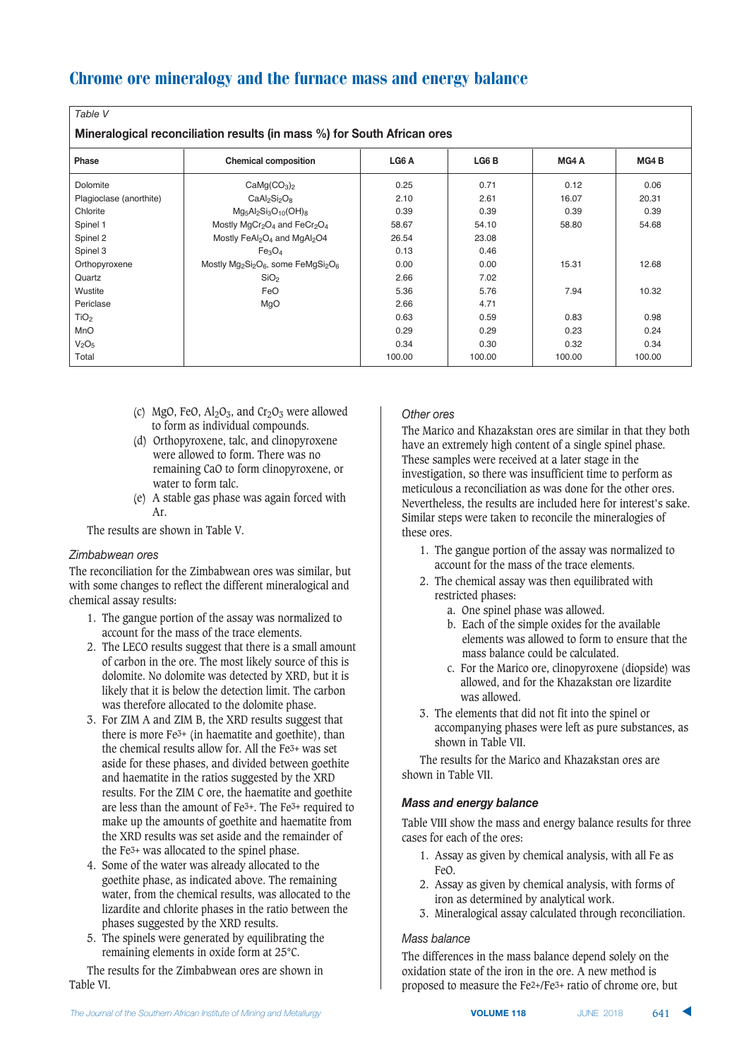## Chrome ore mineralogy and the furnace mass and energy balance

*Table V*

**Mineralogical reconciliation results (in mass %) for South African ores**

| Phase | Chemical composition | LG6 A | LG6 B | MG4 A | MG4 B |
|---|---|---|---|---|---|
| Dolomite | $CaMg(CO_3)_2$ | 0.25 | 0.71 | 0.12 | 0.06 |
| Plagioclase (anorthite) | $CaAl_2Si_2O_8$ | 2.10 | 2.61 | 16.07 | 20.31 |
| Chlorite | $Mg_5Al_2Si_3O_{10}(OH)_8$ | 0.39 | 0.39 | 0.39 | 0.39 |
| Spinel 1 | Mostly $MgCr_2O_4$ and $FeCr_2O_4$ | 58.67 | 54.10 | 58.80 | 54.68 |
| Spinel 2 | Mostly $FeAl_2O_4$ and $MgAl_2O4$ | 26.54 | 23.08 | | |
| Spinel 3 | $Fe_3O_4$ | 0.13 | 0.46 | | |
| Orthopyroxene | Mostly $Mg_2Si_2O_6$, some $FeMgSi_2O_6$ | 0.00 | 0.00 | 15.31 | 12.68 |
| Quartz | $SiO_2$ | 2.66 | 7.02 | | |
| Wustite | FeO | 5.36 | 5.76 | 7.94 | 10.32 |
| Periclase | MgO | 2.66 | 4.71 | | |
| $TiO_2$ | | 0.63 | 0.59 | 0.83 | 0.98 |
| MnO | | 0.29 | 0.29 | 0.23 | 0.24 |
| $V_2O_5$ | | 0.34 | 0.30 | 0.32 | 0.34 |
| Total | | 100.00 | 100.00 | 100.00 | 100.00 |

(c) MgO, FeO, $Al_2O_3$, and $Cr_2O_3$ were allowed to form as individual compounds.

(d) Orthopyroxene, talc, and clinopyroxene were allowed to form. There was no remaining CaO to form clinopyroxene, or water to form talc.

(e) A stable gas phase was again forced with Ar.

The results are shown in Table V.

### *Zimbabwean ores*

The reconciliation for the Zimbabwean ores was similar, but with some changes to reflect the different mineralogical and chemical assay results:

1. The gangue portion of the assay was normalized to account for the mass of the trace elements.
2. The LECO results suggest that there is a small amount of carbon in the ore. The most likely source of this is dolomite. No dolomite was detected by XRD, but it is likely that it is below the detection limit. The carbon was therefore allocated to the dolomite phase.
3. For ZIM A and ZIM B, the XRD results suggest that there is more $Fe^{3+}$ (in haematite and goethite), than the chemical results allow for. All the $Fe^{3+}$ was set aside for these phases, and divided between goethite and haematite in the ratios suggested by the XRD results. For the ZIM C ore, the haematite and goethite are less than the amount of $Fe^{3+}$. The $Fe^{3+}$ required to make up the amounts of goethite and haematite from the XRD results was set aside and the remainder of the $Fe^{3+}$ was allocated to the spinel phase.
4. Some of the water was already allocated to the goethite phase, as indicated above. The remaining water, from the chemical results, was allocated to the lizardite and chlorite phases in the ratio between the phases suggested by the XRD results.
5. The spinels were generated by equilibrating the remaining elements in oxide form at 25°C.

The results for the Zimbabwean ores are shown in Table VI.

### *Other ores*

The Marico and Khazakstan ores are similar in that they both have an extremely high content of a single spinel phase. These samples were received at a later stage in the investigation, so there was insufficient time to perform as meticulous a reconciliation as was done for the other ores. Nevertheless, the results are included here for interest's sake. Similar steps were taken to reconcile the mineralogies of these ores.

1. The gangue portion of the assay was normalized to account for the mass of the trace elements.
2. The chemical assay was then equilibrated with restricted phases:
   a. One spinel phase was allowed.
   b. Each of the simple oxides for the available elements was allowed to form to ensure that the mass balance could be calculated.
   c. For the Marico ore, clinopyroxene (diopside) was allowed, and for the Khazakstan ore lizardite was allowed.
3. The elements that did not fit into the spinel or accompanying phases were left as pure substances, as shown in Table VII.

The results for the Marico and Khazakstan ores are shown in Table VII.

### *Mass and energy balance*

Table VIII show the mass and energy balance results for three cases for each of the ores:

1. Assay as given by chemical analysis, with all Fe as FeO.
2. Assay as given by chemical analysis, with forms of iron as determined by analytical work.
3. Mineralogical assay calculated through reconciliation.

### *Mass balance*

The differences in the mass balance depend solely on the oxidation state of the iron in the ore. A new method is proposed to measure the $Fe^{2+}/Fe^{3+}$ ratio of chrome ore, but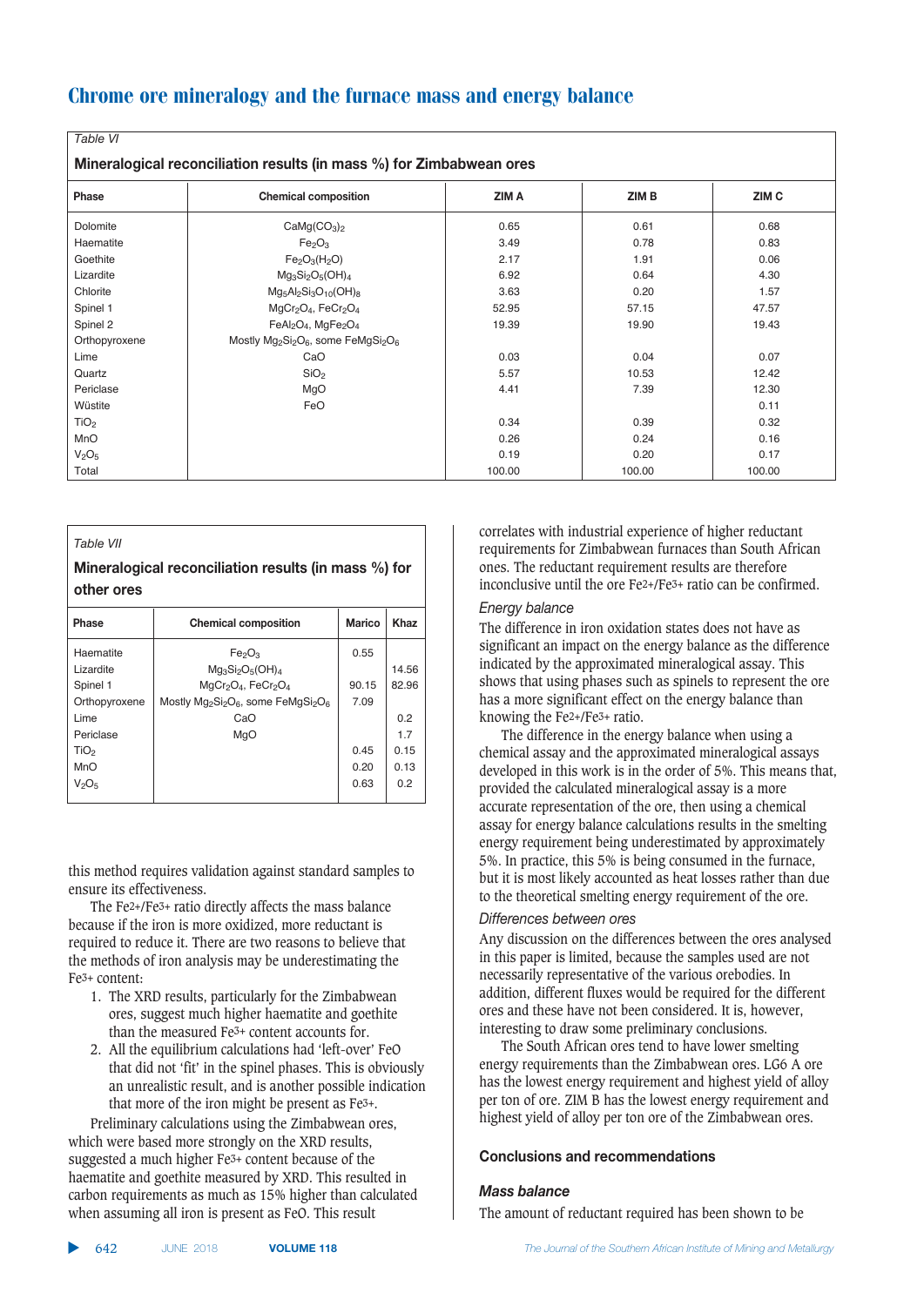Table VI

**Mineralogical reconciliation results (in mass %) for Zimbabwean ores**

| Phase | Chemical composition | ZIM A | ZIM B | ZIM C |
|---|---|---|---|---|
| Dolomite | $CaMg(CO_3)_2$ | 0.65 | 0.61 | 0.68 |
| Haematite | $Fe_2O_3$ | 3.49 | 0.78 | 0.83 |
| Goethite | $Fe_2O_3(H_2O)$ | 2.17 | 1.91 | 0.06 |
| Lizardite | $Mg_3Si_2O_5(OH)_4$ | 6.92 | 0.64 | 4.30 |
| Chlorite | $Mg_5Al_2Si_3O_{10}(OH)_8$ | 3.63 | 0.20 | 1.57 |
| Spinel 1 | $MgCr_2O_4$, $FeCr_2O_4$ | 52.95 | 57.15 | 47.57 |
| Spinel 2 | $FeAl_2O_4$, $MgFe_2O_4$ | 19.39 | 19.90 | 19.43 |
| Orthopyroxene | Mostly $Mg_2Si_2O_6$, some $FeMgSi_2O_6$ | | | |
| Lime | $CaO$ | 0.03 | 0.04 | 0.07 |
| Quartz | $SiO_2$ | 5.57 | 10.53 | 12.42 |
| Periclase | $MgO$ | 4.41 | 7.39 | 12.30 |
| Wüstite | $FeO$ | | | 0.11 |
| $TiO_2$ | | 0.34 | 0.39 | 0.32 |
| MnO | | 0.26 | 0.24 | 0.16 |
| $V_2O_5$ | | 0.19 | 0.20 | 0.17 |
| Total | | 100.00 | 100.00 | 100.00 |

Table VII

**Mineralogical reconciliation results (in mass %) for other ores**

| Phase | Chemical composition | Marico | Khaz |
|---|---|---|---|
| Haematite | $Fe_2O_3$ | 0.55 | |
| Lizardite | $Mg_3Si_2O_5(OH)_4$ | | 14.56 |
| Spinel 1 | $MgCr_2O_4$, $FeCr_2O_4$ | 90.15 | 82.96 |
| Orthopyroxene | Mostly $Mg_2Si_2O_6$, some $FeMgSi_2O_6$ | 7.09 | |
| Lime | $CaO$ | | 0.2 |
| Periclase | $MgO$ | | 1.7 |
| $TiO_2$ | | 0.45 | 0.15 |
| MnO | | 0.20 | 0.13 |
| $V_2O_5$ | | 0.63 | 0.2 |

this method requires validation against standard samples to ensure its effectiveness.

The $Fe^{2+}/Fe^{3+}$ ratio directly affects the mass balance because if the iron is more oxidized, more reductant is required to reduce it. There are two reasons to believe that the methods of iron analysis may be underestimating the $Fe^{3+}$ content:

1. The XRD results, particularly for the Zimbabwean ores, suggest much higher haematite and goethite than the measured $Fe^{3+}$ content accounts for.
2. All the equilibrium calculations had 'left-over' FeO that did not 'fit' in the spinel phases. This is obviously an unrealistic result, and is another possible indication that more of the iron might be present as $Fe^{3+}$.

Preliminary calculations using the Zimbabwean ores, which were based more strongly on the XRD results, suggested a much higher $Fe^{3+}$ content because of the haematite and goethite measured by XRD. This resulted in carbon requirements as much as 15% higher than calculated when assuming all iron is present as FeO. This result correlates with industrial experience of higher reductant requirements for Zimbabwean furnaces than South African ones. The reductant requirement results are therefore inconclusive until the ore $Fe^{2+}/Fe^{3+}$ ratio can be confirmed.

*Energy balance*

The difference in iron oxidation states does not have as significant an impact on the energy balance as the difference indicated by the approximated mineralogical assay. This shows that using phases such as spinels to represent the ore has a more significant effect on the energy balance than knowing the $Fe^{2+}/Fe^{3+}$ ratio.

The difference in the energy balance when using a chemical assay and the approximated mineralogical assays developed in this work is in the order of 5%. This means that, provided the calculated mineralogical assay is a more accurate representation of the ore, then using a chemical assay for energy balance calculations results in the smelting energy requirement being underestimated by approximately 5%. In practice, this 5% is being consumed in the furnace, but it is most likely accounted as heat losses rather than due to the theoretical smelting energy requirement of the ore.

*Differences between ores*

Any discussion on the differences between the ores analysed in this paper is limited, because the samples used are not necessarily representative of the various orebodies. In addition, different fluxes would be required for the different ores and these have not been considered. It is, however, interesting to draw some preliminary conclusions.

The South African ores tend to have lower smelting energy requirements than the Zimbabwean ores. LG6 A ore has the lowest energy requirement and highest yield of alloy per ton of ore. ZIM B has the lowest energy requirement and highest yield of alloy per ton ore of the Zimbabwean ores.

## Conclusions and recommendations

### *Mass balance*

The amount of reductant required has been shown to be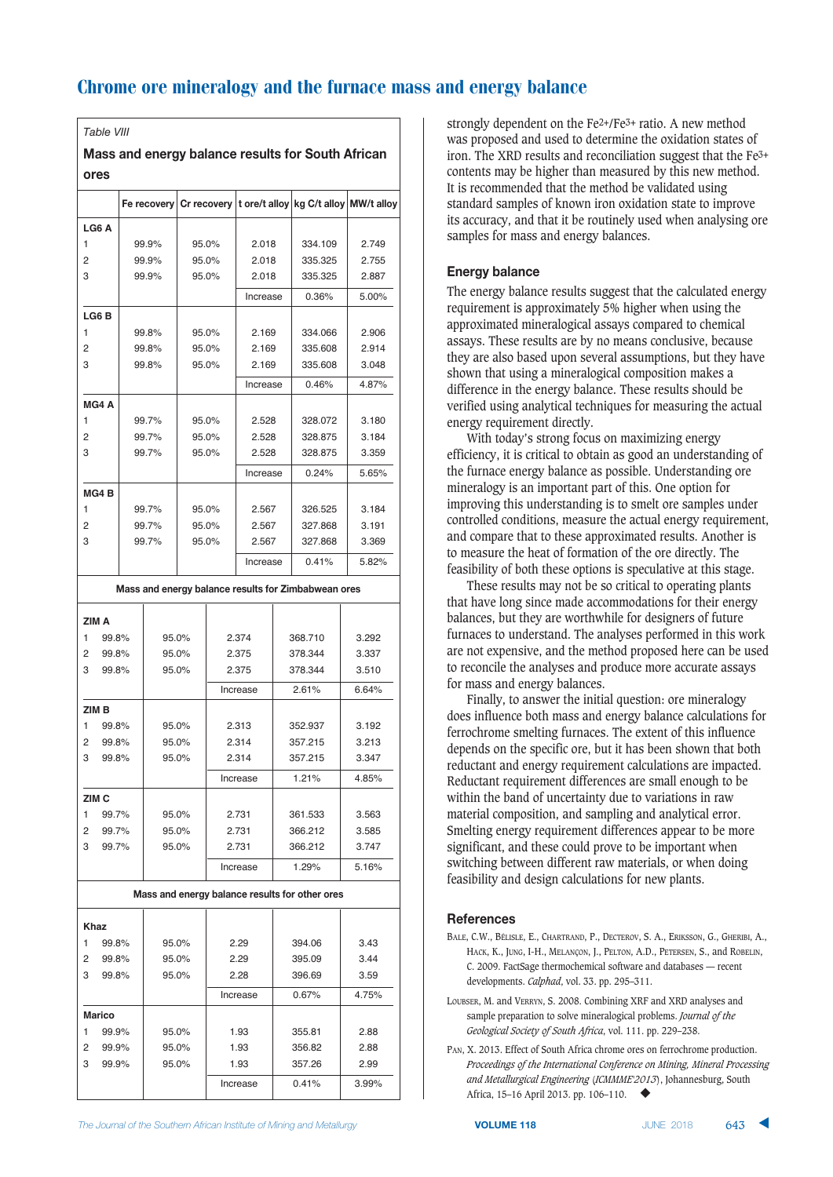Table VIII

**Mass and energy balance results for South African ores**

| | Fe recovery | Cr recovery | t ore/t alloy | kg C/t alloy | MW/t alloy |
|---|---|---|---|---|---|
| **LG6 A** | | | | | |
| 1 | 99.9% | 95.0% | 2.018 | 334.109 | 2.749 |
| 2 | 99.9% | 95.0% | 2.018 | 335.325 | 2.755 |
| 3 | 99.9% | 95.0% | 2.018 | 335.325 | 2.887 |
| | | | Increase | 0.36% | 5.00% |
| **LG6 B** | | | | | |
| 1 | 99.8% | 95.0% | 2.169 | 334.066 | 2.906 |
| 2 | 99.8% | 95.0% | 2.169 | 335.608 | 2.914 |
| 3 | 99.8% | 95.0% | 2.169 | 335.608 | 3.048 |
| | | | Increase | 0.46% | 4.87% |
| **MG4 A** | | | | | |
| 1 | 99.7% | 95.0% | 2.528 | 328.072 | 3.180 |
| 2 | 99.7% | 95.0% | 2.528 | 328.875 | 3.184 |
| 3 | 99.7% | 95.0% | 2.528 | 328.875 | 3.359 |
| | | | Increase | 0.24% | 5.65% |
| **MG4 B** | | | | | |
| 1 | 99.7% | 95.0% | 2.567 | 326.525 | 3.184 |
| 2 | 99.7% | 95.0% | 2.567 | 327.868 | 3.191 |
| 3 | 99.7% | 95.0% | 2.567 | 327.868 | 3.369 |
| | | | Increase | 0.41% | 5.82% |
| **Mass and energy balance results for Zimbabwean ores** | | | | | |
| **ZIM A** | | | | | |
| 1 | 99.8% | 95.0% | 2.374 | 368.710 | 3.292 |
| 2 | 99.8% | 95.0% | 2.375 | 378.344 | 3.337 |
| 3 | 99.8% | 95.0% | 2.375 | 378.344 | 3.510 |
| | | | Increase | 2.61% | 6.64% |
| **ZIM B** | | | | | |
| 1 | 99.8% | 95.0% | 2.313 | 352.937 | 3.192 |
| 2 | 99.8% | 95.0% | 2.314 | 357.215 | 3.213 |
| 3 | 99.8% | 95.0% | 2.314 | 357.215 | 3.347 |
| | | | Increase | 1.21% | 4.85% |
| **ZIM C** | | | | | |
| 1 | 99.7% | 95.0% | 2.731 | 361.533 | 3.563 |
| 2 | 99.7% | 95.0% | 2.731 | 366.212 | 3.585 |
| 3 | 99.7% | 95.0% | 2.731 | 366.212 | 3.747 |
| | | | Increase | 1.29% | 5.16% |
| **Mass and energy balance results for other ores** | | | | | |
| **Khaz** | | | | | |
| 1 | 99.8% | 95.0% | 2.29 | 394.06 | 3.43 |
| 2 | 99.8% | 95.0% | 2.29 | 395.09 | 3.44 |
| 3 | 99.8% | 95.0% | 2.28 | 396.69 | 3.59 |
| | | | Increase | 0.67% | 4.75% |
| **Marico** | | | | | |
| 1 | 99.9% | 95.0% | 1.93 | 355.81 | 2.88 |
| 2 | 99.9% | 95.0% | 1.93 | 356.82 | 2.88 |
| 3 | 99.9% | 95.0% | 1.93 | 357.26 | 2.99 |
| | | | Increase | 0.41% | 3.99% |

strongly dependent on the $Fe^{2+}/Fe^{3+}$ ratio. A new method was proposed and used to determine the oxidation states of iron. The XRD results and reconciliation suggest that the $Fe^{3+}$ contents may be higher than measured by this new method. It is recommended that the method be validated using standard samples of known iron oxidation state to improve its accuracy, and that it be routinely used when analysing ore samples for mass and energy balances.

## Energy balance

The energy balance results suggest that the calculated energy requirement is approximately 5% higher when using the approximated mineralogical assays compared to chemical assays. These results are by no means conclusive, because they are also based upon several assumptions, but they have shown that using a mineralogical composition makes a difference in the energy balance. These results should be verified using analytical techniques for measuring the actual energy requirement directly.

With today's strong focus on maximizing energy efficiency, it is critical to obtain as good an understanding of the furnace energy balance as possible. Understanding ore mineralogy is an important part of this. One option for improving this understanding is to smelt ore samples under controlled conditions, measure the actual energy requirement, and compare that to these approximated results. Another is to measure the heat of formation of the ore directly. The feasibility of both these options is speculative at this stage.

These results may not be so critical to operating plants that have long since made accommodations for their energy balances, but they are worthwhile for designers of future furnaces to understand. The analyses performed in this work are not expensive, and the method proposed here can be used to reconcile the analyses and produce more accurate assays for mass and energy balances.

Finally, to answer the initial question: ore mineralogy does influence both mass and energy balance calculations for ferrochrome smelting furnaces. The extent of this influence depends on the specific ore, but it has been shown that both reductant and energy requirement calculations are impacted. Reductant requirement differences are small enough to be within the band of uncertainty due to variations in raw material composition, and sampling and analytical error. Smelting energy requirement differences appear to be more significant, and these could prove to be important when switching between different raw materials, or when doing feasibility and design calculations for new plants.

## References

Bale, C.W., Bélisle, E., Chartrand, P., Decterov, S. A., Eriksson, G., Gheribi, A., Hack, K., Jung, I-H., Melançon, J., Pelton, A.D., Petersen, S., and Robelin, C. 2009. FactSage thermochemical software and databases — recent developments. *Calphad*, vol. 33. pp. 295–311.

Loubser, M. and Verryn, S. 2008. Combining XRF and XRD analyses and sample preparation to solve mineralogical problems. *Journal of the Geological Society of South Africa*, vol. 111. pp. 229–238.

Pan, X. 2013. Effect of South Africa chrome ores on ferrochrome production. *Proceedings of the International Conference on Mining, Mineral Processing and Metallurgical Engineering (ICMMME'2013)*, Johannesburg, South Africa, 15–16 April 2013. pp. 106–110. ◆